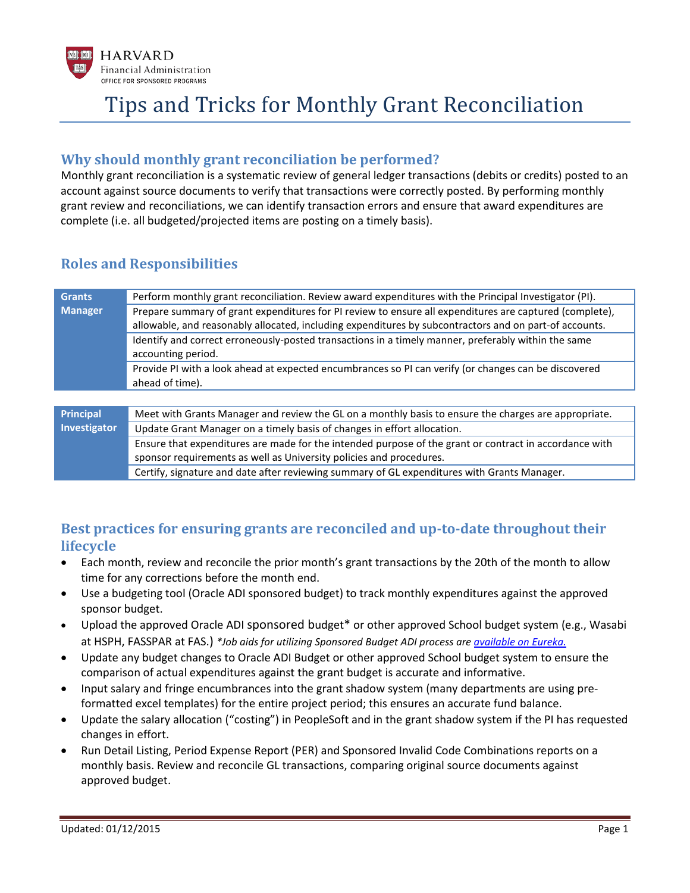HARVARD
Financial Administration
OFFICE FOR SPONSORED PROGRAMS

# Tips and Tricks for Monthly Grant Reconciliation

## Why should monthly grant reconciliation be performed?

Monthly grant reconciliation is a systematic review of general ledger transactions (debits or credits) posted to an account against source documents to verify that transactions were correctly posted. By performing monthly grant review and reconciliations, we can identify transaction errors and ensure that award expenditures are complete (i.e. all budgeted/projected items are posting on a timely basis).

## Roles and Responsibilities

| Role | Responsibility |
|---|---|
| **Grants Manager** | Perform monthly grant reconciliation. Review award expenditures with the Principal Investigator (PI). |
| | Prepare summary of grant expenditures for PI review to ensure all expenditures are captured (complete), allowable, and reasonably allocated, including expenditures by subcontractors and on part-of accounts. |
| | Identify and correct erroneously-posted transactions in a timely manner, preferably within the same accounting period. |
| | Provide PI with a look ahead at expected encumbrances so PI can verify (or changes can be discovered ahead of time). |

| Role | Responsibility |
|---|---|
| **Principal Investigator** | Meet with Grants Manager and review the GL on a monthly basis to ensure the charges are appropriate. |
| | Update Grant Manager on a timely basis of changes in effort allocation. |
| | Ensure that expenditures are made for the intended purpose of the grant or contract in accordance with sponsor requirements as well as University policies and procedures. |
| | Certify, signature and date after reviewing summary of GL expenditures with Grants Manager. |

## Best practices for ensuring grants are reconciled and up-to-date throughout their lifecycle

- Each month, review and reconcile the prior month's grant transactions by the 20th of the month to allow time for any corrections before the month end.
- Use a budgeting tool (Oracle ADI sponsored budget) to track monthly expenditures against the approved sponsor budget.
- Upload the approved Oracle ADI sponsored budget* or other approved School budget system (e.g., Wasabi at HSPH, FASSPAR at FAS.) *\*Job aids for utilizing Sponsored Budget ADI process are [available on Eureka.](#)*
- Update any budget changes to Oracle ADI Budget or other approved School budget system to ensure the comparison of actual expenditures against the grant budget is accurate and informative.
- Input salary and fringe encumbrances into the grant shadow system (many departments are using pre-formatted excel templates) for the entire project period; this ensures an accurate fund balance.
- Update the salary allocation ("costing") in PeopleSoft and in the grant shadow system if the PI has requested changes in effort.
- Run Detail Listing, Period Expense Report (PER) and Sponsored Invalid Code Combinations reports on a monthly basis. Review and reconcile GL transactions, comparing original source documents against approved budget.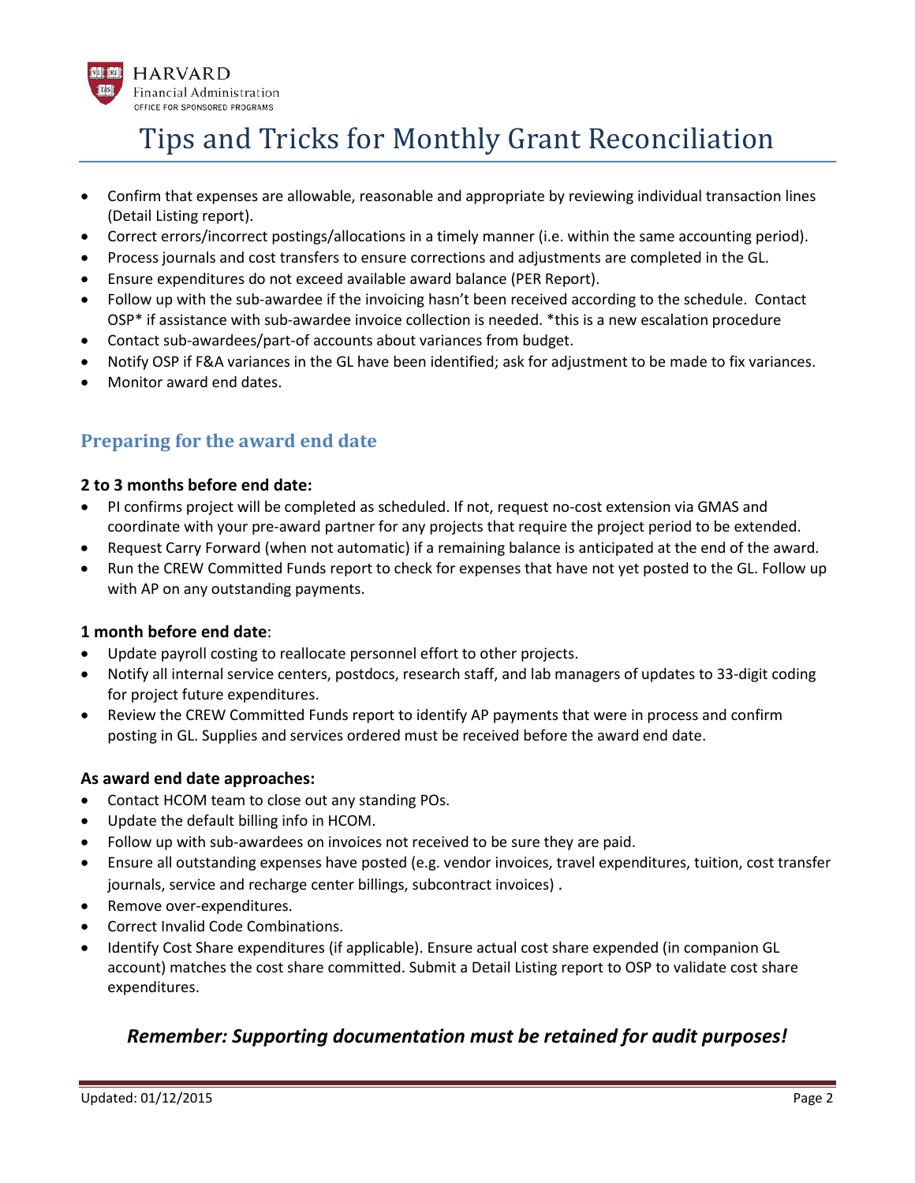# Tips and Tricks for Monthly Grant Reconciliation

- Confirm that expenses are allowable, reasonable and appropriate by reviewing individual transaction lines (Detail Listing report).
- Correct errors/incorrect postings/allocations in a timely manner (i.e. within the same accounting period).
- Process journals and cost transfers to ensure corrections and adjustments are completed in the GL.
- Ensure expenditures do not exceed available award balance (PER Report).
- Follow up with the sub-awardee if the invoicing hasn't been received according to the schedule. Contact OSP* if assistance with sub-awardee invoice collection is needed. *this is a new escalation procedure
- Contact sub-awardees/part-of accounts about variances from budget.
- Notify OSP if F&A variances in the GL have been identified; ask for adjustment to be made to fix variances.
- Monitor award end dates.

## Preparing for the award end date

**2 to 3 months before end date:**

- PI confirms project will be completed as scheduled. If not, request no-cost extension via GMAS and coordinate with your pre-award partner for any projects that require the project period to be extended.
- Request Carry Forward (when not automatic) if a remaining balance is anticipated at the end of the award.
- Run the CREW Committed Funds report to check for expenses that have not yet posted to the GL. Follow up with AP on any outstanding payments.

**1 month before end date**:

- Update payroll costing to reallocate personnel effort to other projects.
- Notify all internal service centers, postdocs, research staff, and lab managers of updates to 33-digit coding for project future expenditures.
- Review the CREW Committed Funds report to identify AP payments that were in process and confirm posting in GL. Supplies and services ordered must be received before the award end date.

**As award end date approaches:**

- Contact HCOM team to close out any standing POs.
- Update the default billing info in HCOM.
- Follow up with sub-awardees on invoices not received to be sure they are paid.
- Ensure all outstanding expenses have posted (e.g. vendor invoices, travel expenditures, tuition, cost transfer journals, service and recharge center billings, subcontract invoices) .
- Remove over-expenditures.
- Correct Invalid Code Combinations.
- Identify Cost Share expenditures (if applicable). Ensure actual cost share expended (in companion GL account) matches the cost share committed. Submit a Detail Listing report to OSP to validate cost share expenditures.

***Remember: Supporting documentation must be retained for audit purposes!***

Updated: 01/12/2015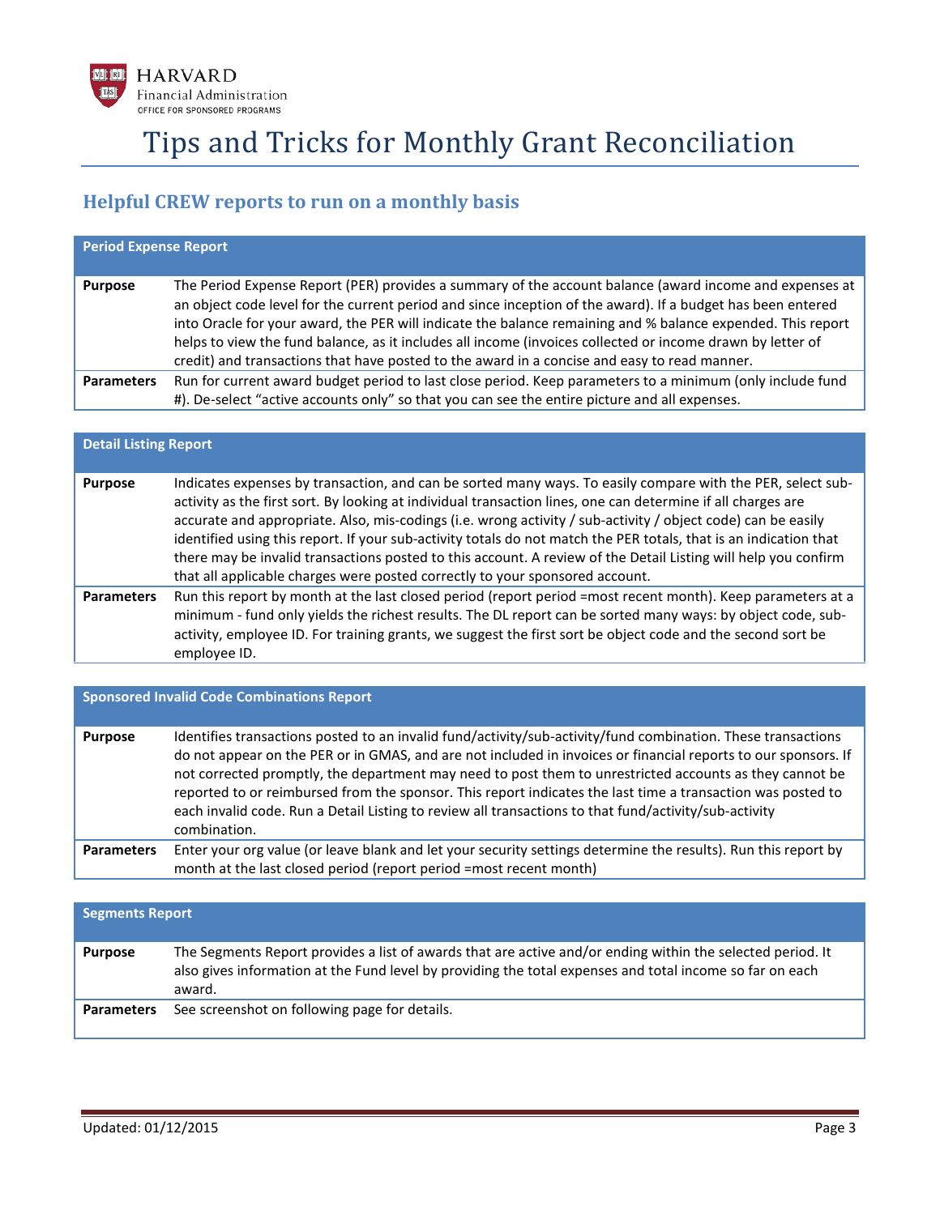# Tips and Tricks for Monthly Grant Reconciliation

## Helpful CREW reports to run on a monthly basis

| **Period Expense Report** | |
|---|---|
| **Purpose** | The Period Expense Report (PER) provides a summary of the account balance (award income and expenses at an object code level for the current period and since inception of the award). If a budget has been entered into Oracle for your award, the PER will indicate the balance remaining and % balance expended. This report helps to view the fund balance, as it includes all income (invoices collected or income drawn by letter of credit) and transactions that have posted to the award in a concise and easy to read manner. |
| **Parameters** | Run for current award budget period to last close period. Keep parameters to a minimum (only include fund #). De-select "active accounts only" so that you can see the entire picture and all expenses. |

| **Detail Listing Report** | |
|---|---|
| **Purpose** | Indicates expenses by transaction, and can be sorted many ways. To easily compare with the PER, select sub-activity as the first sort. By looking at individual transaction lines, one can determine if all charges are accurate and appropriate. Also, mis-codings (i.e. wrong activity / sub-activity / object code) can be easily identified using this report. If your sub-activity totals do not match the PER totals, that is an indication that there may be invalid transactions posted to this account. A review of the Detail Listing will help you confirm that all applicable charges were posted correctly to your sponsored account. |
| **Parameters** | Run this report by month at the last closed period (report period =most recent month). Keep parameters at a minimum - fund only yields the richest results. The DL report can be sorted many ways: by object code, sub-activity, employee ID. For training grants, we suggest the first sort be object code and the second sort be employee ID. |

| **Sponsored Invalid Code Combinations Report** | |
|---|---|
| **Purpose** | Identifies transactions posted to an invalid fund/activity/sub-activity/fund combination. These transactions do not appear on the PER or in GMAS, and are not included in invoices or financial reports to our sponsors. If not corrected promptly, the department may need to post them to unrestricted accounts as they cannot be reported to or reimbursed from the sponsor. This report indicates the last time a transaction was posted to each invalid code. Run a Detail Listing to review all transactions to that fund/activity/sub-activity combination. |
| **Parameters** | Enter your org value (or leave blank and let your security settings determine the results). Run this report by month at the last closed period (report period =most recent month) |

| **Segments Report** | |
|---|---|
| **Purpose** | The Segments Report provides a list of awards that are active and/or ending within the selected period. It also gives information at the Fund level by providing the total expenses and total income so far on each award. |
| **Parameters** | See screenshot on following page for details. |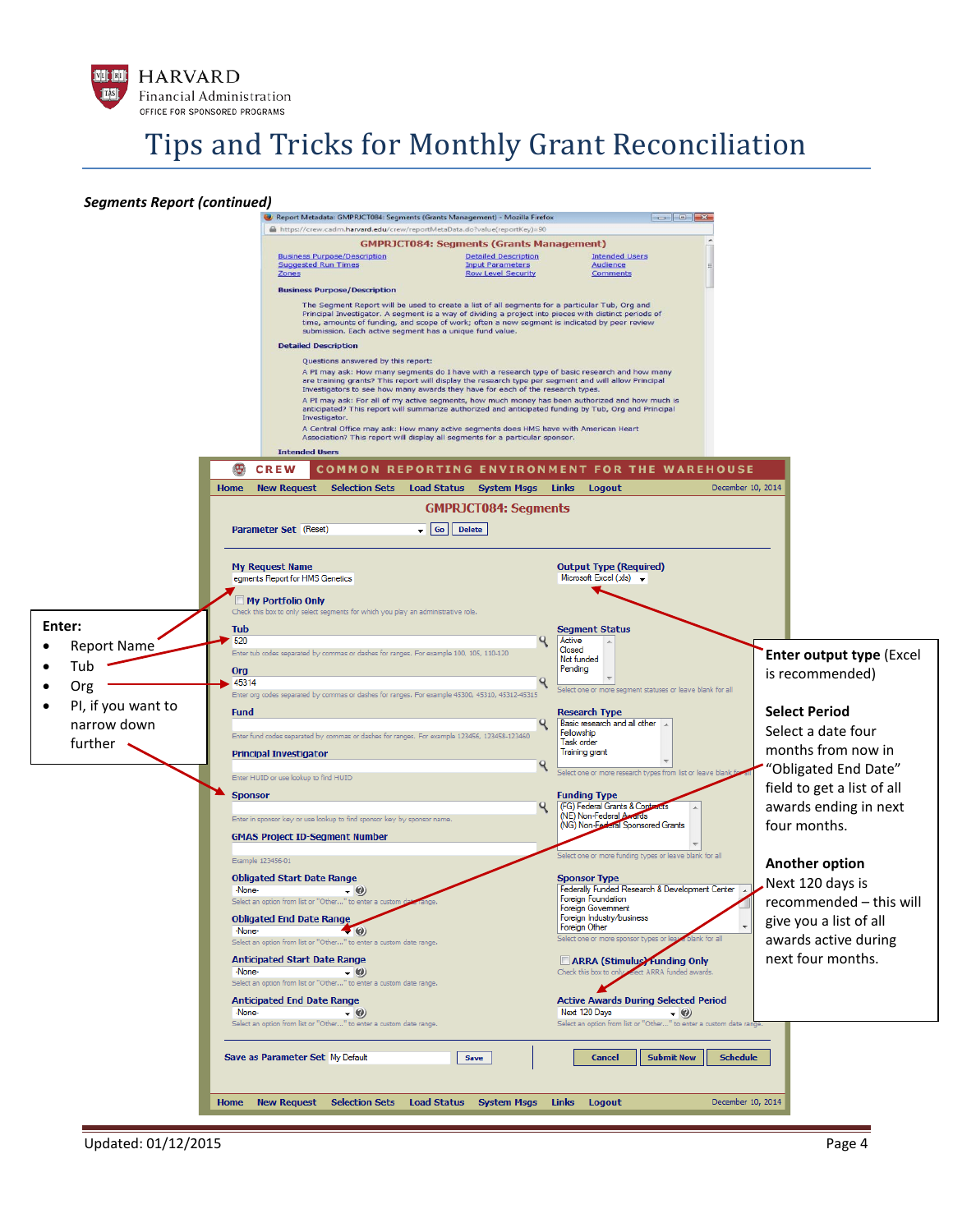# Tips and Tricks for Monthly Grant Reconciliation

***Segments Report (continued)***

Report Metadata: GMPRJCT084: Segments (Grants Management) - Mozilla Firefox

https://crew.cadm.harvard.edu/crew/reportMetaData.do?value(reportKey)=90

**GMPRJCT084: Segments (Grants Management)**

Business Purpose/Description | Detailed Description | Intended Users
Suggested Run Times | Input Parameters | Audience
Zones | Row Level Security | Comments

**Business Purpose/Description**

The Segment Report will be used to create a list of all segments for a particular Tub, Org and Principal Investigator. A segment is a way of dividing a project into pieces with distinct periods of time, amounts of funding, and scope of work; often a new segment is indicated by peer review submission. Each active segment has a unique fund value.

**Detailed Description**

Questions answered by this report:

A PI may ask: How many segments do I have with a research type of basic research and how many are training grants? This report will display the research type per segment and will allow Principal Investigators to see how many awards they have for each of the research types.

A PI may ask: For all of my active segments, how much money has been authorized and how much is anticipated? This report will summarize authorized and anticipated funding by Tub, Org and Principal Investigator.

A Central Office may ask: How many active segments does HMS have with American Heart Association? This report will display all segments for a particular sponsor.

**Intended Users**

CREW COMMON REPORTING ENVIRONMENT FOR THE WAREHOUSE

Home New Request Selection Sets Load Status System Msgs Links Logout December 10, 2014

**GMPRJCT084: Segments**

Parameter Set (Reset) Go Delete

My Request Name: egments Report for HMS Genetics

My Portfolio Only — Check this box to only select segments for which you play an administrative role.

Tub: 520 — Enter tub codes separated by commas or dashes for ranges. For example 100, 105, 110-120

Org: 45314 — Enter org codes separated by commas or dashes for ranges. For example 45300, 45310, 45312-45315

Fund — Enter fund codes separated by commas or dashes for ranges. For example 123456, 123458-123460

Principal Investigator — Enter HUID or use lookup to find HUID

Sponsor — Enter in sponsor key or use lookup to find sponsor key by sponsor name.

GMAS Project ID-Segment Number — Example 123456-01

Obligated Start Date Range: -None- — Select an option from list or "Other..." to enter a custom date range.

Obligated End Date Range: -None- — Select an option from list or "Other..." to enter a custom date range.

Anticipated Start Date Range: -None- — Select an option from list or "Other..." to enter a custom date range.

Anticipated End Date Range: -None- — Select an option from list or "Other..." to enter a custom date range.

Output Type (Required): Microsoft Excel (xls)

Segment Status: Active, Closed, Not funded, Pending — Select one or more segment statuses or leave blank for all

Research Type: Basic research and all other, Fellowship, Task order, Training grant — Select one or more research types from list or leave blank for all

Funding Type: (FG) Federal Grants & Contracts, (NE) Non-Federal Awards, (NG) Non-Federal Sponsored Grants — Select one or more funding types or leave blank for all

Sponsor Type: Federally Funded Research & Development Center, Foreign Foundation, Foreign Government, Foreign Industry/business, Foreign Other — Select one or more sponsor types or leave blank for all

ARRA (Stimulus) Funding Only — Check this box to only select ARRA funded awards.

Active Awards During Selected Period: Next 120 Days — Select an option from list or "Other..." to enter a custom date range.

Save as Parameter Set: My Default — Save

Cancel | Submit Now | Schedule

Home New Request Selection Sets Load Status System Msgs Links Logout December 10, 2014

**Enter:**

- Report Name
- Tub
- Org
- PI, if you want to narrow down further

**Enter output type** (Excel is recommended)

**Select Period**

Select a date four months from now in "Obligated End Date" field to get a list of all awards ending in next four months.

**Another option**

Next 120 days is recommended – this will give you a list of all awards active during next four months.

Updated: 01/12/2015